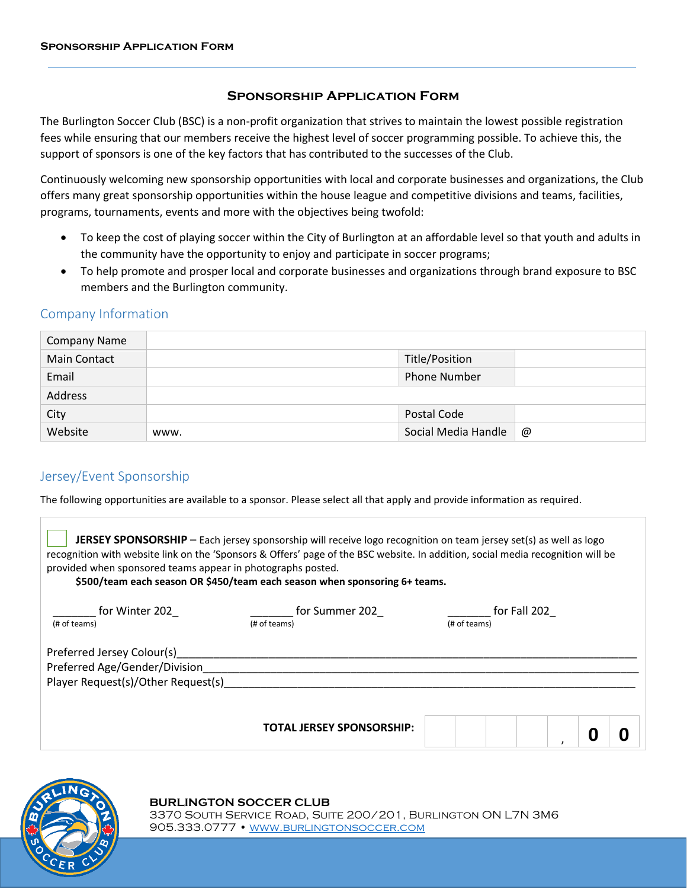## Sponsorship Application Form

The Burlington Soccer Club (BSC) is a non-profit organization that strives to maintain the lowest possible registration fees while ensuring that our members receive the highest level of soccer programming possible. To achieve this, the support of sponsors is one of the key factors that has contributed to the successes of the Club.

Continuously welcoming new sponsorship opportunities with local and corporate businesses and organizations, the Club offers many great sponsorship opportunities within the house league and competitive divisions and teams, facilities, programs, tournaments, events and more with the objectives being twofold:

- To keep the cost of playing soccer within the City of Burlington at an affordable level so that youth and adults in the community have the opportunity to enjoy and participate in soccer programs;
- To help promote and prosper local and corporate businesses and organizations through brand exposure to BSC members and the Burlington community.

### Company Information

| Company Name | | | |
|---|---|---|---|
| Main Contact | | Title/Position | |
| Email | | Phone Number | |
| Address | | | |
| City | | Postal Code | |
| Website | www. | Social Media Handle | @ |

### Jersey/Event Sponsorship

The following opportunities are available to a sponsor. Please select all that apply and provide information as required.

☐ **JERSEY SPONSORSHIP** – Each jersey sponsorship will receive logo recognition on team jersey set(s) as well as logo recognition with website link on the 'Sponsors & Offers' page of the BSC website. In addition, social media recognition will be provided when sponsored teams appear in photographs posted.

**$500/team each season OR $450/team each season when sponsoring 6+ teams.**

_______ for Winter 202_ (# of teams) _______ for Summer 202_ (# of teams) _______ for Fall 202_ (# of teams)

Preferred Jersey Colour(s)_______________________________________________

Preferred Age/Gender/Division_______________________________________________

Player Request(s)/Other Request(s)_______________________________________________

**TOTAL JERSEY SPONSORSHIP:** ___ ___ ___ ___ ___ , **0 0**

**BURLINGTON SOCCER CLUB**
3370 South Service Road, Suite 200/201, Burlington ON L7N 3M6
905.333.0777 • www.burlingtonsoccer.com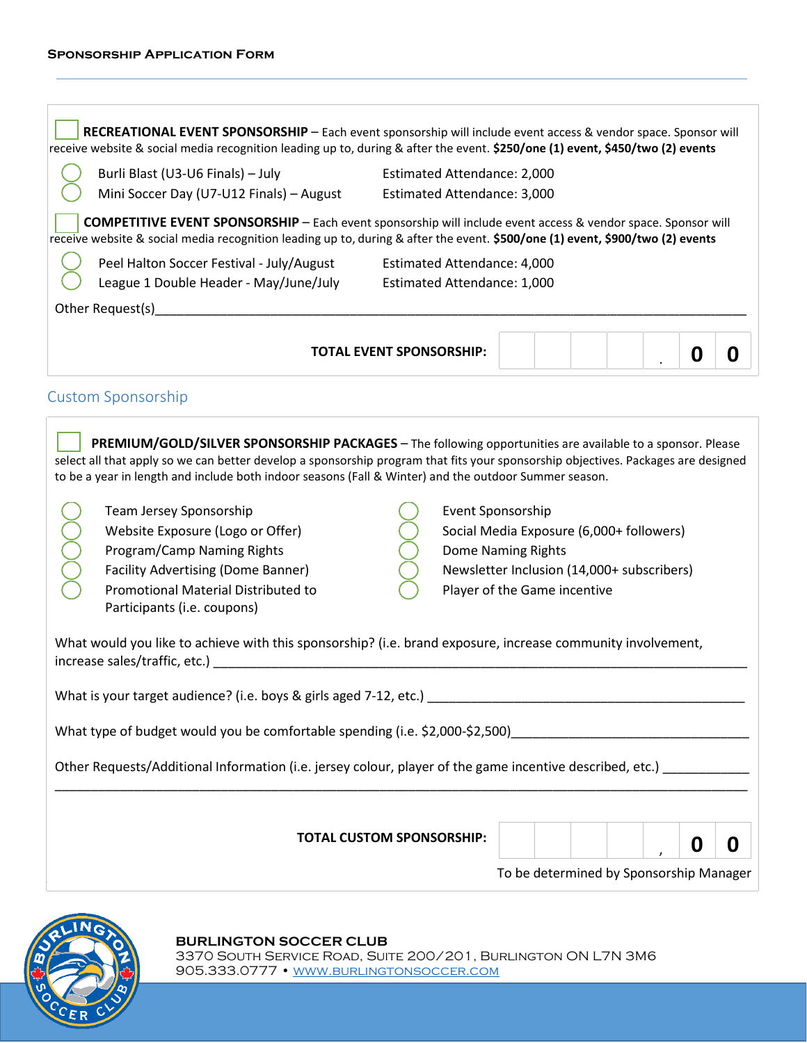**SPONSORSHIP APPLICATION FORM**

☐ **RECREATIONAL EVENT SPONSORSHIP** – Each event sponsorship will include event access & vendor space. Sponsor will receive website & social media recognition leading up to, during & after the event. **$250/one (1) event, $450/two (2) events**

| | | |
|---|---|---|
| ○ | Burli Blast (U3-U6 Finals) – July | Estimated Attendance: 2,000 |
| ○ | Mini Soccer Day (U7-U12 Finals) – August | Estimated Attendance: 3,000 |

☐ **COMPETITIVE EVENT SPONSORSHIP** – Each event sponsorship will include event access & vendor space. Sponsor will receive website & social media recognition leading up to, during & after the event. **$500/one (1) event, $900/two (2) events**

| | | |
|---|---|---|
| ○ | Peel Halton Soccer Festival - July/August | Estimated Attendance: 4,000 |
| ○ | League 1 Double Header - May/June/July | Estimated Attendance: 1,000 |

Other Request(s)________________________________________________________________

**TOTAL EVENT SPONSORSHIP:** ____ . 0 0

## Custom Sponsorship

☐ **PREMIUM/GOLD/SILVER SPONSORSHIP PACKAGES** – The following opportunities are available to a sponsor. Please select all that apply so we can better develop a sponsorship program that fits your sponsorship objectives. Packages are designed to be a year in length and include both indoor seasons (Fall & Winter) and the outdoor Summer season.

- ○ Team Jersey Sponsorship
- ○ Website Exposure (Logo or Offer)
- ○ Program/Camp Naming Rights
- ○ Facility Advertising (Dome Banner)
- ○ Promotional Material Distributed to Participants (i.e. coupons)
- ○ Event Sponsorship
- ○ Social Media Exposure (6,000+ followers)
- ○ Dome Naming Rights
- ○ Newsletter Inclusion (14,000+ subscribers)
- ○ Player of the Game incentive

What would you like to achieve with this sponsorship? (i.e. brand exposure, increase community involvement, increase sales/traffic, etc.) ________________________________________________

What is your target audience? (i.e. boys & girls aged 7-12, etc.) ________________________________

What type of budget would you be comfortable spending (i.e. $2,000-$2,500)______________________

Other Requests/Additional Information (i.e. jersey colour, player of the game incentive described, etc.) ____________

________________________________________________________________________________

**TOTAL CUSTOM SPONSORSHIP:** ____ , 0 0

To be determined by Sponsorship Manager

**BURLINGTON SOCCER CLUB**
3370 South Service Road, Suite 200/201, Burlington ON L7N 3M6
905.333.0777 • WWW.BURLINGTONSOCCER.COM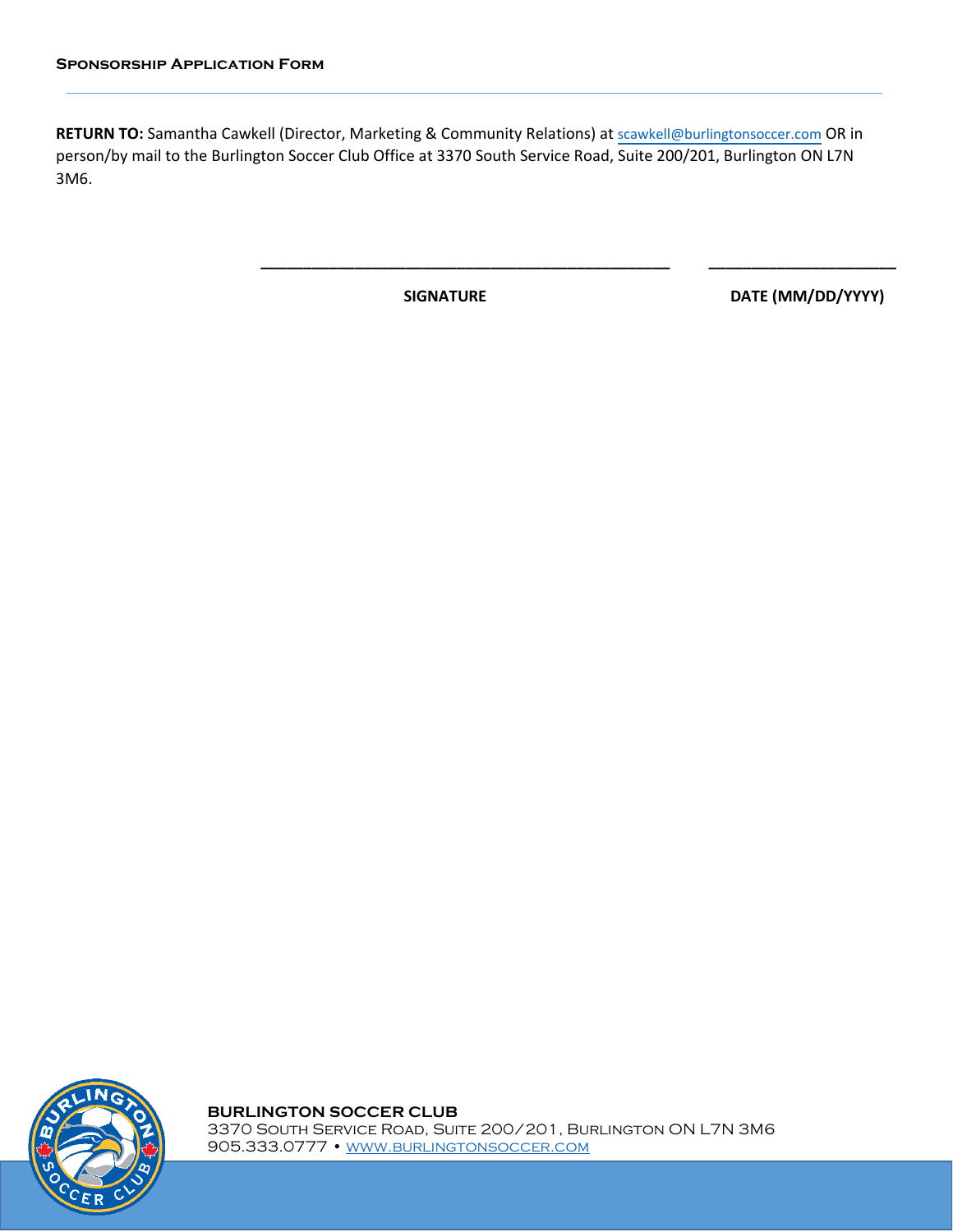**RETURN TO:** Samantha Cawkell (Director, Marketing & Community Relations) at scawkell@burlingtonsoccer.com OR in person/by mail to the Burlington Soccer Club Office at 3370 South Service Road, Suite 200/201, Burlington ON L7N 3M6.

| | |
|---|---|
| ______________________________________________ | ____________________ |
| **SIGNATURE** | **DATE (MM/DD/YYYY)** |